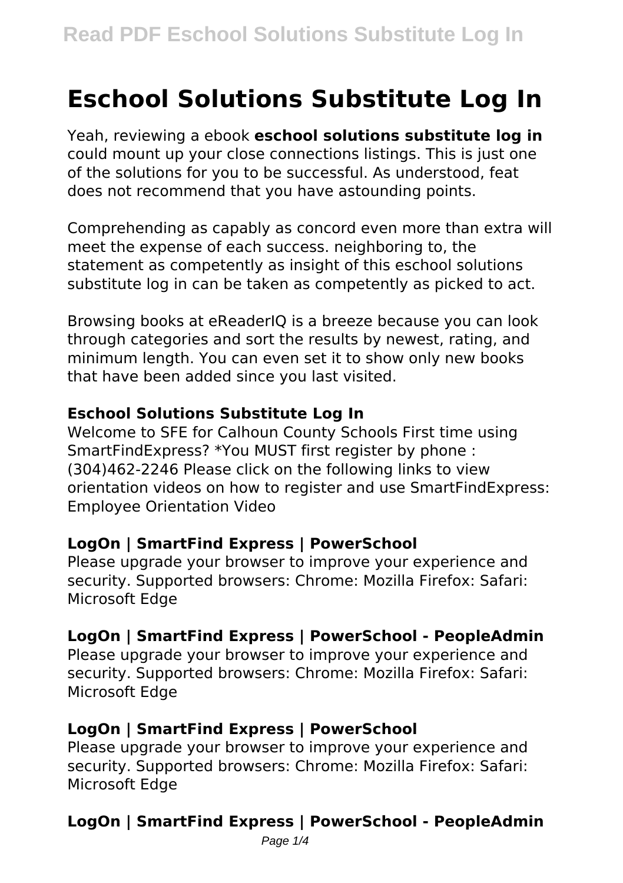# Eschool Solutions Substitute Log In

Yeah, reviewing a ebook **eschool solutions substitute log in** could mount up your close connections listings. This is just one of the solutions for you to be successful. As understood, feat does not recommend that you have astounding points.

Comprehending as capably as concord even more than extra will meet the expense of each success. neighboring to, the statement as competently as insight of this eschool solutions substitute log in can be taken as competently as picked to act.

Browsing books at eReaderIQ is a breeze because you can look through categories and sort the results by newest, rating, and minimum length. You can even set it to show only new books that have been added since you last visited.

### Eschool Solutions Substitute Log In

Welcome to SFE for Calhoun County Schools First time using SmartFindExpress? *You MUST first register by phone : (304)462-2246 Please click on the following links to view orientation videos on how to register and use SmartFindExpress: Employee Orientation Video

### LogOn | SmartFind Express | PowerSchool

Please upgrade your browser to improve your experience and security. Supported browsers: Chrome: Mozilla Firefox: Safari: Microsoft Edge

### LogOn | SmartFind Express | PowerSchool - PeopleAdmin

Please upgrade your browser to improve your experience and security. Supported browsers: Chrome: Mozilla Firefox: Safari: Microsoft Edge

### LogOn | SmartFind Express | PowerSchool

Please upgrade your browser to improve your experience and security. Supported browsers: Chrome: Mozilla Firefox: Safari: Microsoft Edge

### LogOn | SmartFind Express | PowerSchool - PeopleAdmin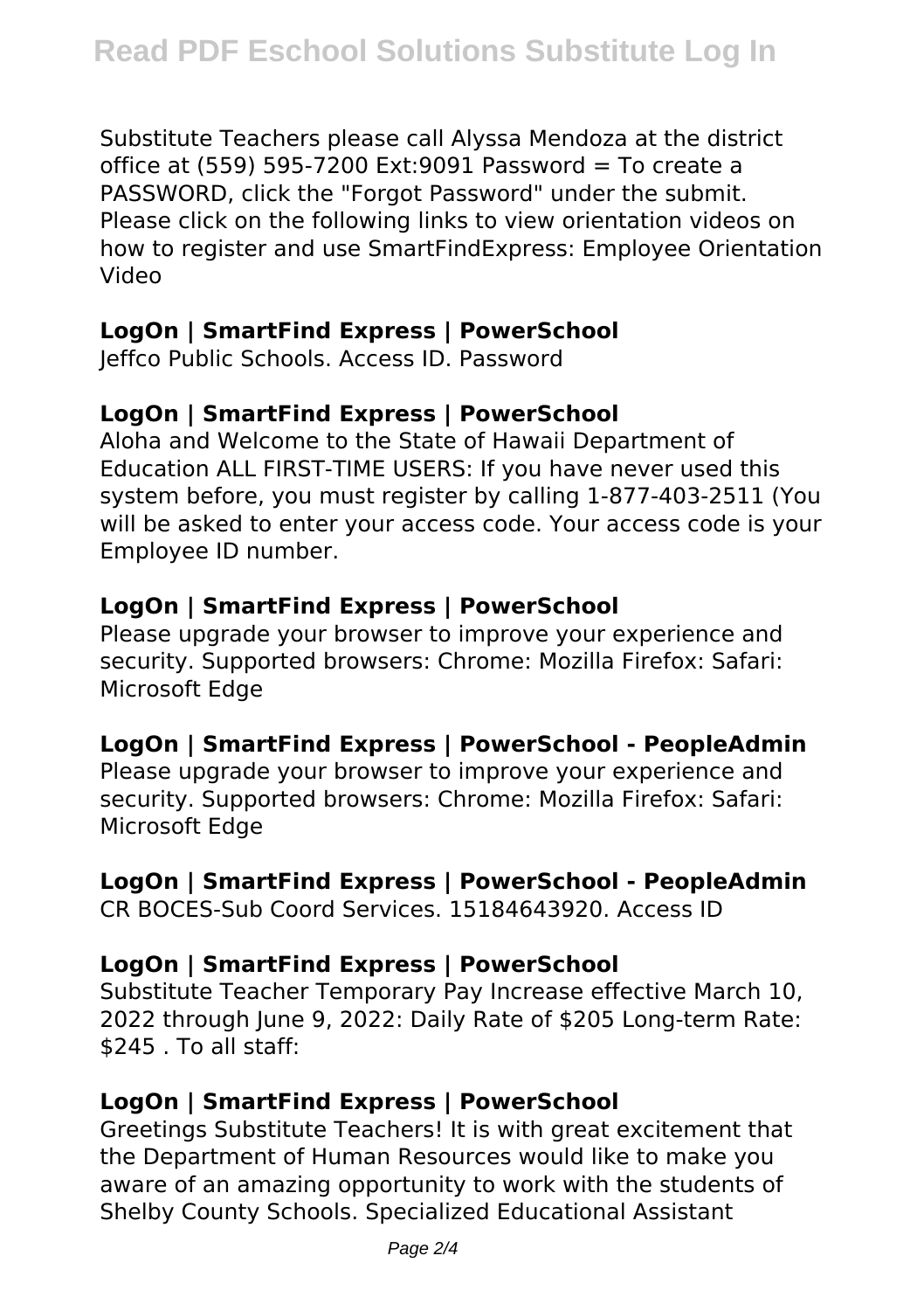Substitute Teachers please call Alyssa Mendoza at the district office at (559) 595-7200 Ext:9091 Password = To create a PASSWORD, click the "Forgot Password" under the submit. Please click on the following links to view orientation videos on how to register and use SmartFindExpress: Employee Orientation Video

### LogOn | SmartFind Express | PowerSchool

Jeffco Public Schools. Access ID. Password

### LogOn | SmartFind Express | PowerSchool

Aloha and Welcome to the State of Hawaii Department of Education ALL FIRST-TIME USERS: If you have never used this system before, you must register by calling 1-877-403-2511 (You will be asked to enter your access code. Your access code is your Employee ID number.

### LogOn | SmartFind Express | PowerSchool

Please upgrade your browser to improve your experience and security. Supported browsers: Chrome: Mozilla Firefox: Safari: Microsoft Edge

### LogOn | SmartFind Express | PowerSchool - PeopleAdmin

Please upgrade your browser to improve your experience and security. Supported browsers: Chrome: Mozilla Firefox: Safari: Microsoft Edge

### LogOn | SmartFind Express | PowerSchool - PeopleAdmin

CR BOCES-Sub Coord Services. 15184643920. Access ID

### LogOn | SmartFind Express | PowerSchool

Substitute Teacher Temporary Pay Increase effective March 10, 2022 through June 9, 2022: Daily Rate of $205 Long-term Rate: $245 . To all staff:

### LogOn | SmartFind Express | PowerSchool

Greetings Substitute Teachers! It is with great excitement that the Department of Human Resources would like to make you aware of an amazing opportunity to work with the students of Shelby County Schools. Specialized Educational Assistant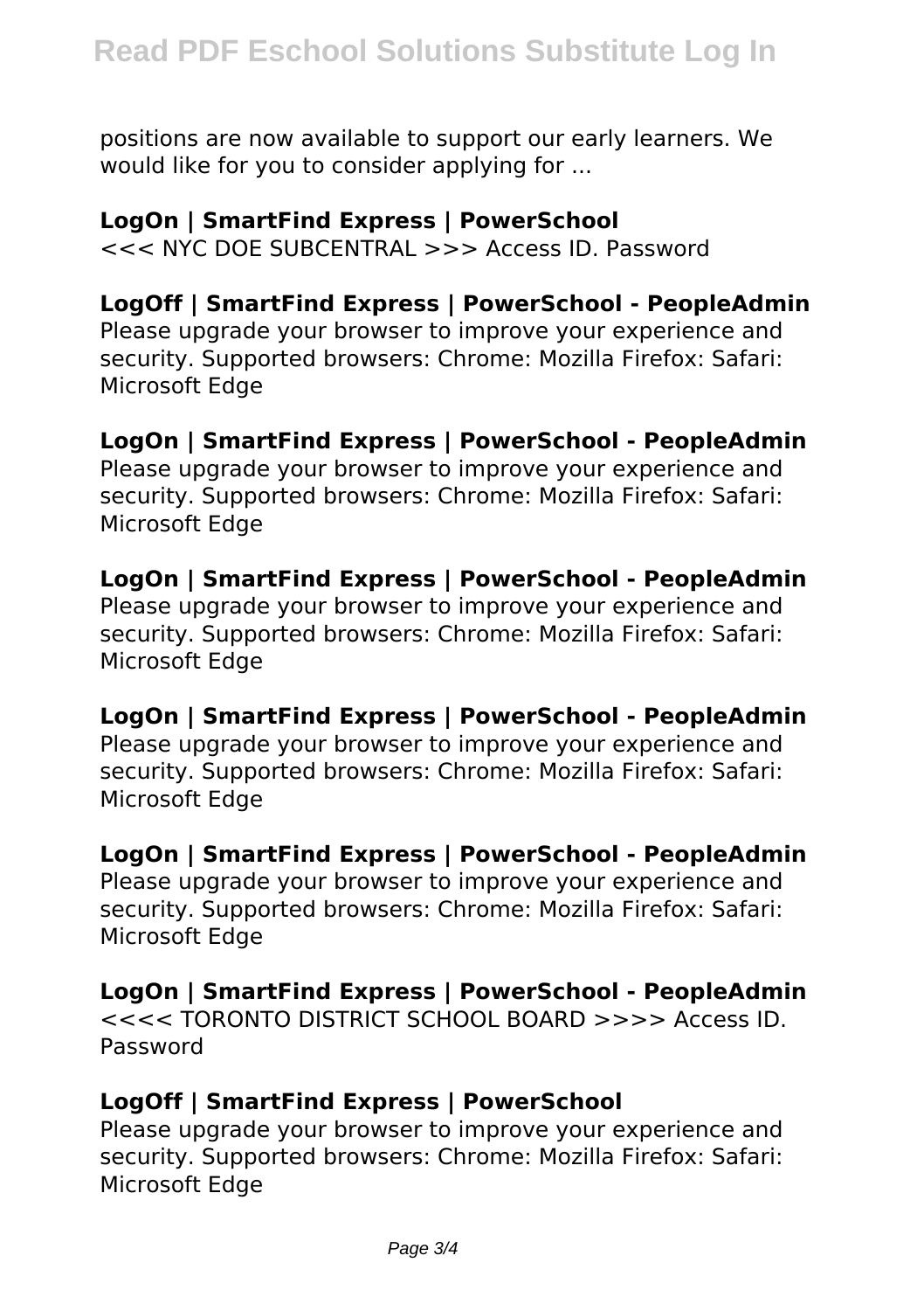positions are now available to support our early learners. We would like for you to consider applying for ...

**LogOn | SmartFind Express | PowerSchool**

<<< NYC DOE SUBCENTRAL >>> Access ID. Password

**LogOff | SmartFind Express | PowerSchool - PeopleAdmin**

Please upgrade your browser to improve your experience and security. Supported browsers: Chrome: Mozilla Firefox: Safari: Microsoft Edge

**LogOn | SmartFind Express | PowerSchool - PeopleAdmin**

Please upgrade your browser to improve your experience and security. Supported browsers: Chrome: Mozilla Firefox: Safari: Microsoft Edge

**LogOn | SmartFind Express | PowerSchool - PeopleAdmin**

Please upgrade your browser to improve your experience and security. Supported browsers: Chrome: Mozilla Firefox: Safari: Microsoft Edge

**LogOn | SmartFind Express | PowerSchool - PeopleAdmin**

Please upgrade your browser to improve your experience and security. Supported browsers: Chrome: Mozilla Firefox: Safari: Microsoft Edge

**LogOn | SmartFind Express | PowerSchool - PeopleAdmin**

Please upgrade your browser to improve your experience and security. Supported browsers: Chrome: Mozilla Firefox: Safari: Microsoft Edge

**LogOn | SmartFind Express | PowerSchool - PeopleAdmin**

<<<< TORONTO DISTRICT SCHOOL BOARD >>>> Access ID. Password

**LogOff | SmartFind Express | PowerSchool**

Please upgrade your browser to improve your experience and security. Supported browsers: Chrome: Mozilla Firefox: Safari: Microsoft Edge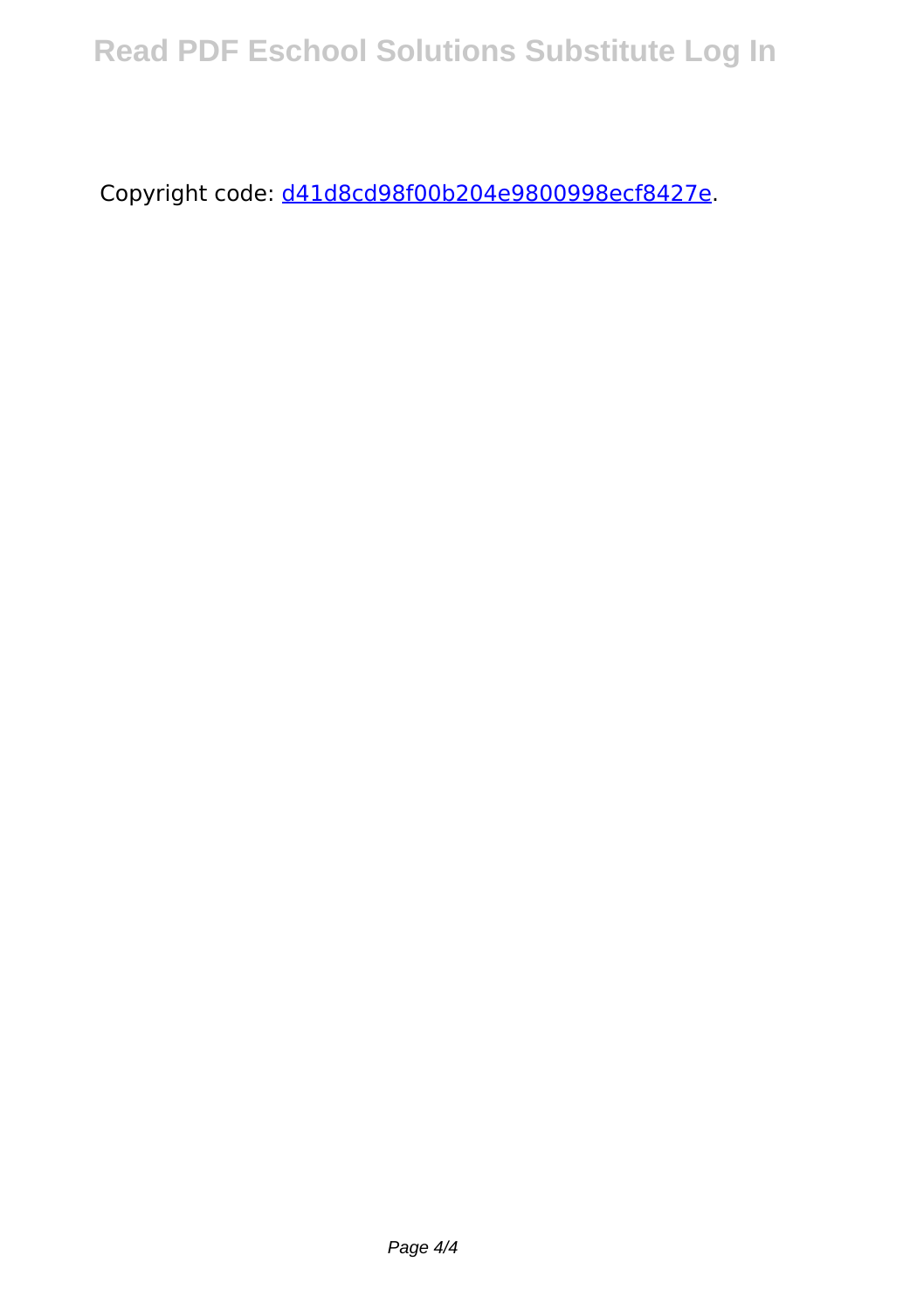Copyright code: [d41d8cd98f00b204e9800998ecf8427e](d41d8cd98f00b204e9800998ecf8427e).